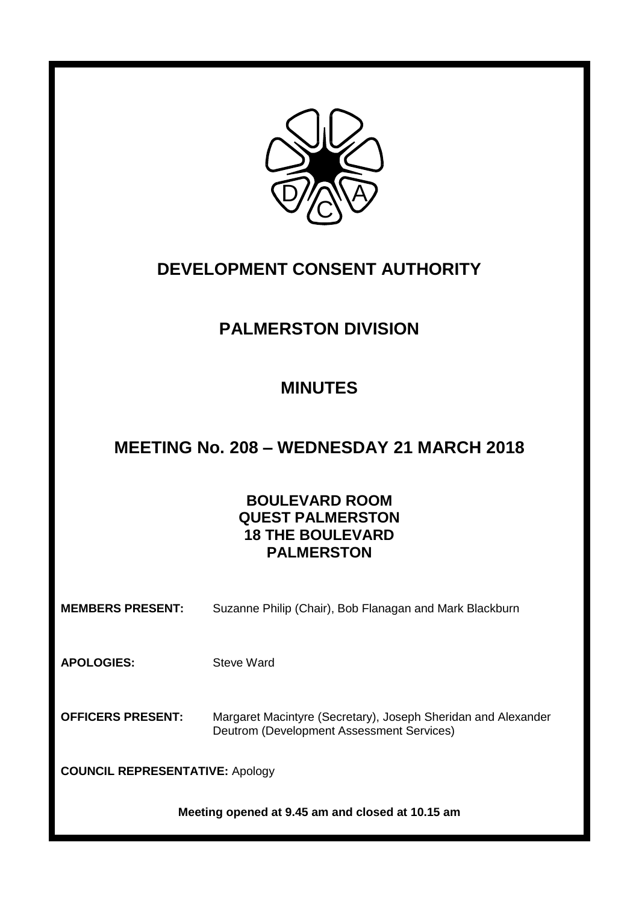# DEVELOPMENT CONSENT AUTHORITY

## PALMERSTON DIVISION

## MINUTES

## MEETING No. 208 – WEDNESDAY 21 MARCH 2018

**BOULEVARD ROOM**
**QUEST PALMERSTON**
**18 THE BOULEVARD**
**PALMERSTON**

**MEMBERS PRESENT:** Suzanne Philip (Chair), Bob Flanagan and Mark Blackburn

**APOLOGIES:** Steve Ward

**OFFICERS PRESENT:** Margaret Macintyre (Secretary), Joseph Sheridan and Alexander Deutrom (Development Assessment Services)

**COUNCIL REPRESENTATIVE:** Apology

**Meeting opened at 9.45 am and closed at 10.15 am**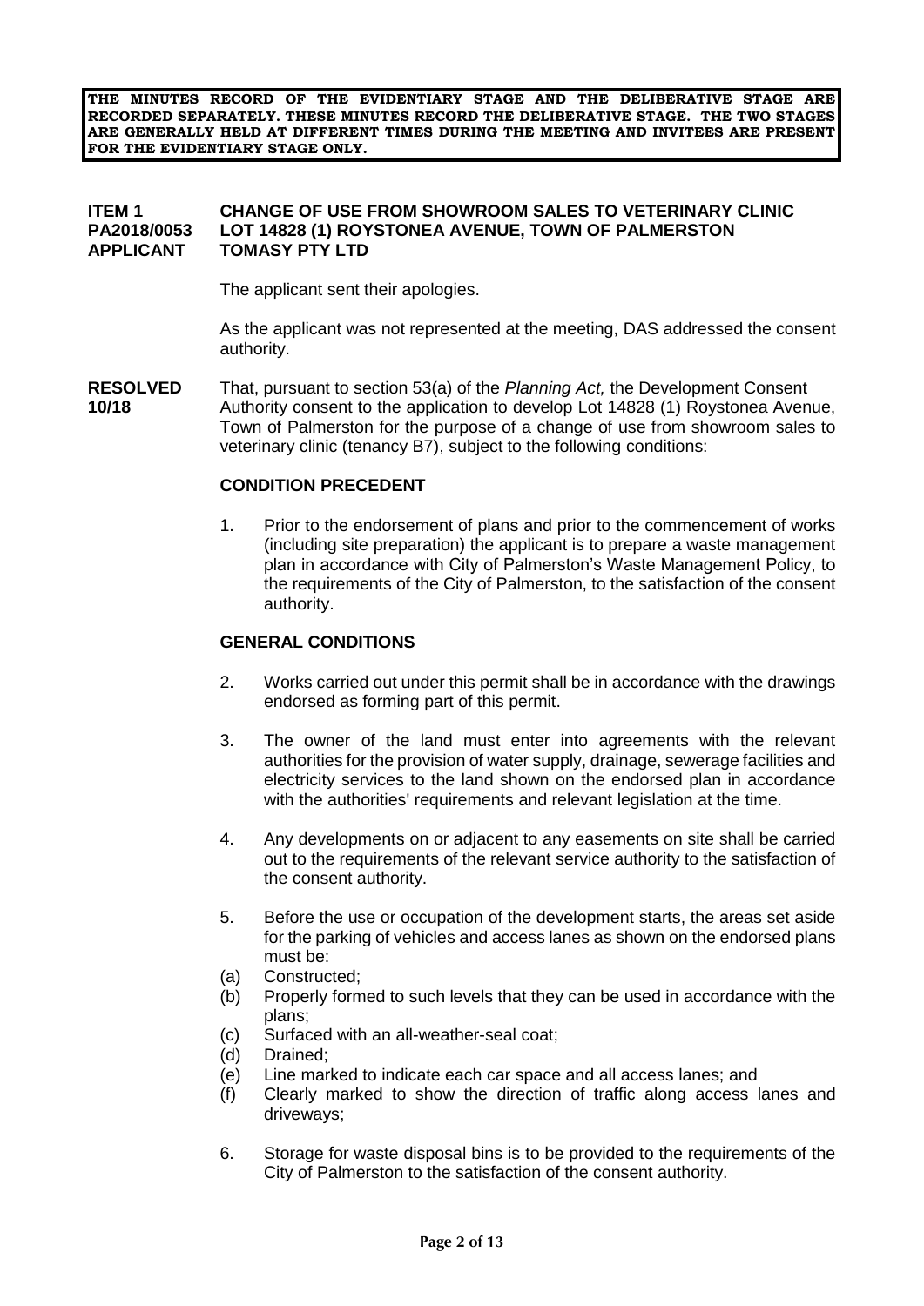**THE MINUTES RECORD OF THE EVIDENTIARY STAGE AND THE DELIBERATIVE STAGE ARE RECORDED SEPARATELY. THESE MINUTES RECORD THE DELIBERATIVE STAGE. THE TWO STAGES ARE GENERALLY HELD AT DIFFERENT TIMES DURING THE MEETING AND INVITEES ARE PRESENT FOR THE EVIDENTIARY STAGE ONLY.**

**ITEM 1** **CHANGE OF USE FROM SHOWROOM SALES TO VETERINARY CLINIC**
**PA2018/0053** **LOT 14828 (1) ROYSTONEA AVENUE, TOWN OF PALMERSTON**
**APPLICANT** **TOMASY PTY LTD**

The applicant sent their apologies.

As the applicant was not represented at the meeting, DAS addressed the consent authority.

**RESOLVED 10/18** That, pursuant to section 53(a) of the *Planning Act,* the Development Consent Authority consent to the application to develop Lot 14828 (1) Roystonea Avenue, Town of Palmerston for the purpose of a change of use from showroom sales to veterinary clinic (tenancy B7), subject to the following conditions:

**CONDITION PRECEDENT**

1. Prior to the endorsement of plans and prior to the commencement of works (including site preparation) the applicant is to prepare a waste management plan in accordance with City of Palmerston's Waste Management Policy, to the requirements of the City of Palmerston, to the satisfaction of the consent authority.

**GENERAL CONDITIONS**

2. Works carried out under this permit shall be in accordance with the drawings endorsed as forming part of this permit.

3. The owner of the land must enter into agreements with the relevant authorities for the provision of water supply, drainage, sewerage facilities and electricity services to the land shown on the endorsed plan in accordance with the authorities' requirements and relevant legislation at the time.

4. Any developments on or adjacent to any easements on site shall be carried out to the requirements of the relevant service authority to the satisfaction of the consent authority.

5. Before the use or occupation of the development starts, the areas set aside for the parking of vehicles and access lanes as shown on the endorsed plans must be:
   (a) Constructed;
   (b) Properly formed to such levels that they can be used in accordance with the plans;
   (c) Surfaced with an all-weather-seal coat;
   (d) Drained;
   (e) Line marked to indicate each car space and all access lanes; and
   (f) Clearly marked to show the direction of traffic along access lanes and driveways;

6. Storage for waste disposal bins is to be provided to the requirements of the City of Palmerston to the satisfaction of the consent authority.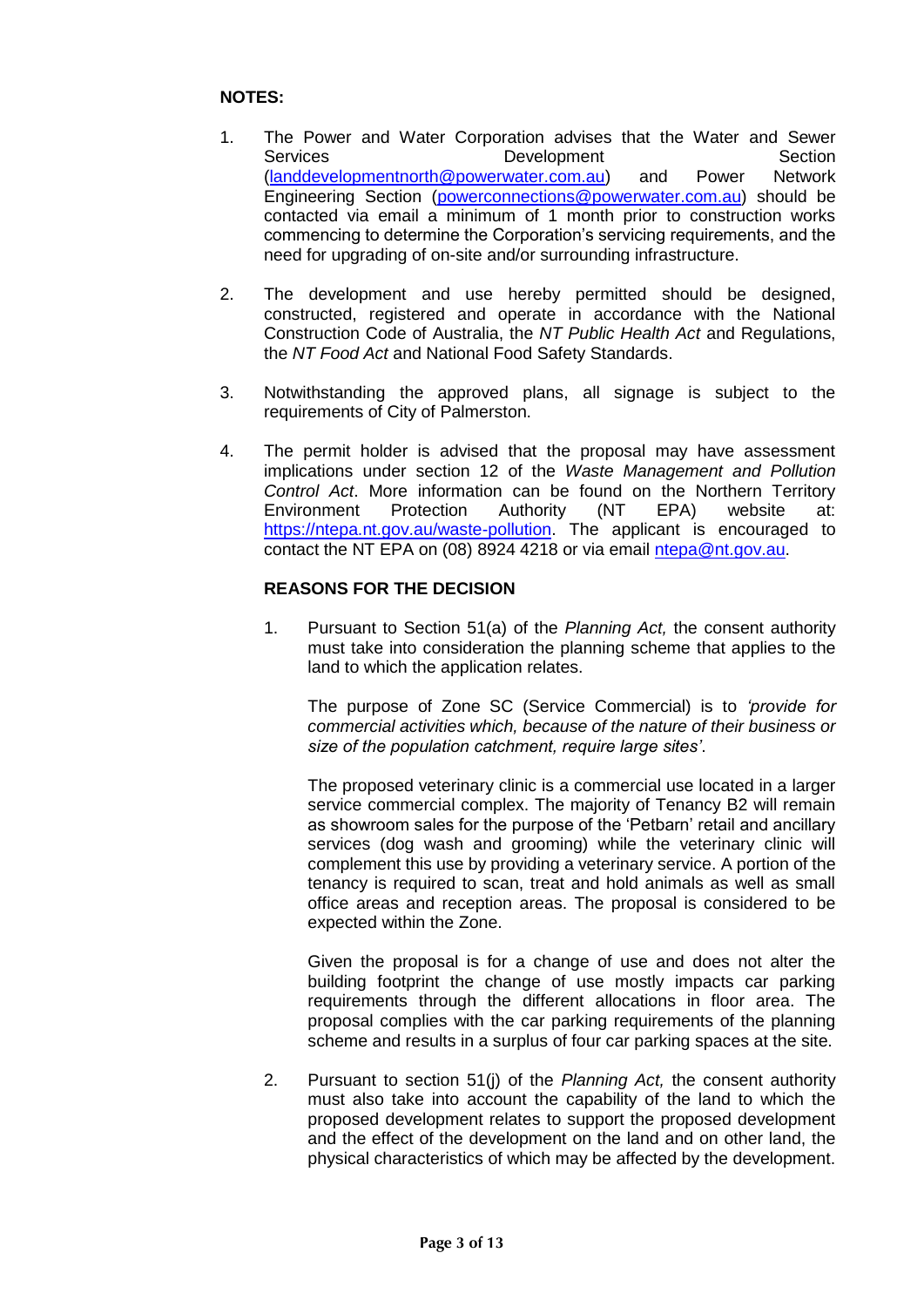**NOTES:**

1. The Power and Water Corporation advises that the Water and Sewer Services Development Section (landdevelopmentnorth@powerwater.com.au) and Power Network Engineering Section (powerconnections@powerwater.com.au) should be contacted via email a minimum of 1 month prior to construction works commencing to determine the Corporation's servicing requirements, and the need for upgrading of on-site and/or surrounding infrastructure.

2. The development and use hereby permitted should be designed, constructed, registered and operate in accordance with the National Construction Code of Australia, the *NT Public Health Act* and Regulations, the *NT Food Act* and National Food Safety Standards.

3. Notwithstanding the approved plans, all signage is subject to the requirements of City of Palmerston.

4. The permit holder is advised that the proposal may have assessment implications under section 12 of the *Waste Management and Pollution Control Act*. More information can be found on the Northern Territory Environment Protection Authority (NT EPA) website at: https://ntepa.nt.gov.au/waste-pollution. The applicant is encouraged to contact the NT EPA on (08) 8924 4218 or via email ntepa@nt.gov.au.

**REASONS FOR THE DECISION**

1. Pursuant to Section 51(a) of the *Planning Act,* the consent authority must take into consideration the planning scheme that applies to the land to which the application relates.

   The purpose of Zone SC (Service Commercial) is to *'provide for commercial activities which, because of the nature of their business or size of the population catchment, require large sites'*.

   The proposed veterinary clinic is a commercial use located in a larger service commercial complex. The majority of Tenancy B2 will remain as showroom sales for the purpose of the 'Petbarn' retail and ancillary services (dog wash and grooming) while the veterinary clinic will complement this use by providing a veterinary service. A portion of the tenancy is required to scan, treat and hold animals as well as small office areas and reception areas. The proposal is considered to be expected within the Zone.

   Given the proposal is for a change of use and does not alter the building footprint the change of use mostly impacts car parking requirements through the different allocations in floor area. The proposal complies with the car parking requirements of the planning scheme and results in a surplus of four car parking spaces at the site.

2. Pursuant to section 51(j) of the *Planning Act,* the consent authority must also take into account the capability of the land to which the proposed development relates to support the proposed development and the effect of the development on the land and on other land, the physical characteristics of which may be affected by the development.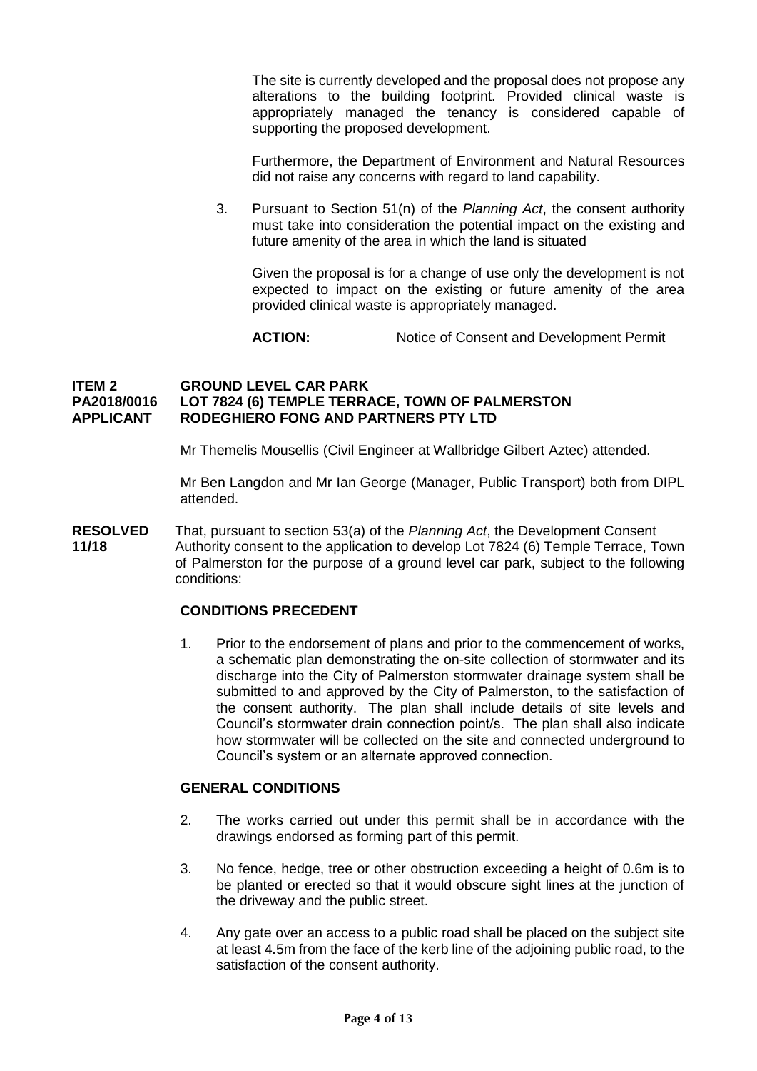The site is currently developed and the proposal does not propose any alterations to the building footprint. Provided clinical waste is appropriately managed the tenancy is considered capable of supporting the proposed development.

Furthermore, the Department of Environment and Natural Resources did not raise any concerns with regard to land capability.

3. Pursuant to Section 51(n) of the *Planning Act*, the consent authority must take into consideration the potential impact on the existing and future amenity of the area in which the land is situated

   Given the proposal is for a change of use only the development is not expected to impact on the existing or future amenity of the area provided clinical waste is appropriately managed.

   **ACTION:** Notice of Consent and Development Permit

**ITEM 2 GROUND LEVEL CAR PARK**
**PA2018/0016 LOT 7824 (6) TEMPLE TERRACE, TOWN OF PALMERSTON**
**APPLICANT RODEGHIERO FONG AND PARTNERS PTY LTD**

Mr Themelis Mousellis (Civil Engineer at Wallbridge Gilbert Aztec) attended.

Mr Ben Langdon and Mr Ian George (Manager, Public Transport) both from DIPL attended.

**RESOLVED 11/18** That, pursuant to section 53(a) of the *Planning Act*, the Development Consent Authority consent to the application to develop Lot 7824 (6) Temple Terrace, Town of Palmerston for the purpose of a ground level car park, subject to the following conditions:

**CONDITIONS PRECEDENT**

1. Prior to the endorsement of plans and prior to the commencement of works, a schematic plan demonstrating the on-site collection of stormwater and its discharge into the City of Palmerston stormwater drainage system shall be submitted to and approved by the City of Palmerston, to the satisfaction of the consent authority. The plan shall include details of site levels and Council's stormwater drain connection point/s. The plan shall also indicate how stormwater will be collected on the site and connected underground to Council's system or an alternate approved connection.

**GENERAL CONDITIONS**

2. The works carried out under this permit shall be in accordance with the drawings endorsed as forming part of this permit.

3. No fence, hedge, tree or other obstruction exceeding a height of 0.6m is to be planted or erected so that it would obscure sight lines at the junction of the driveway and the public street.

4. Any gate over an access to a public road shall be placed on the subject site at least 4.5m from the face of the kerb line of the adjoining public road, to the satisfaction of the consent authority.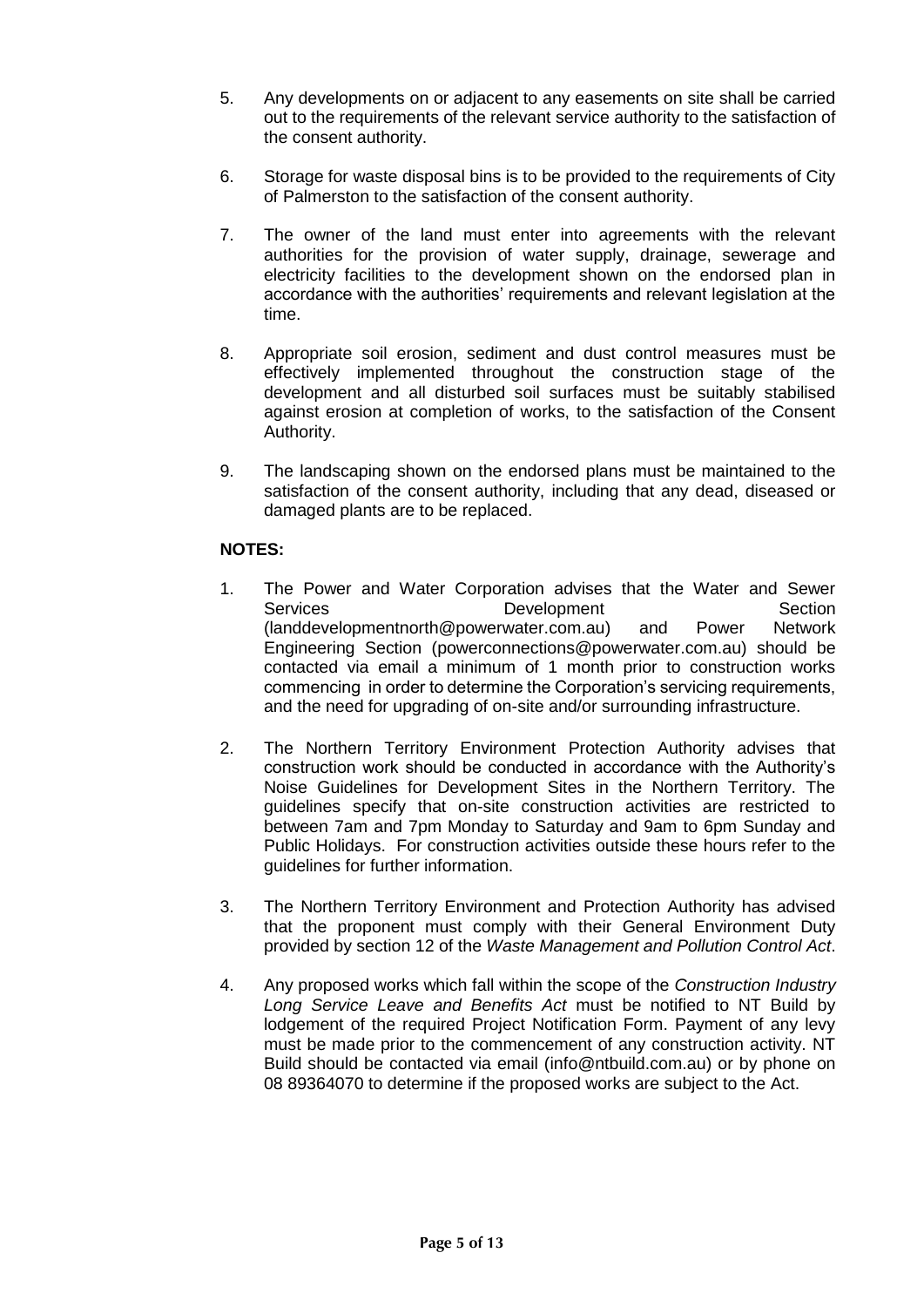5. Any developments on or adjacent to any easements on site shall be carried out to the requirements of the relevant service authority to the satisfaction of the consent authority.

6. Storage for waste disposal bins is to be provided to the requirements of City of Palmerston to the satisfaction of the consent authority.

7. The owner of the land must enter into agreements with the relevant authorities for the provision of water supply, drainage, sewerage and electricity facilities to the development shown on the endorsed plan in accordance with the authorities' requirements and relevant legislation at the time.

8. Appropriate soil erosion, sediment and dust control measures must be effectively implemented throughout the construction stage of the development and all disturbed soil surfaces must be suitably stabilised against erosion at completion of works, to the satisfaction of the Consent Authority.

9. The landscaping shown on the endorsed plans must be maintained to the satisfaction of the consent authority, including that any dead, diseased or damaged plants are to be replaced.

**NOTES:**

1. The Power and Water Corporation advises that the Water and Sewer Services Development Section (landdevelopmentnorth@powerwater.com.au) and Power Network Engineering Section (powerconnections@powerwater.com.au) should be contacted via email a minimum of 1 month prior to construction works commencing in order to determine the Corporation's servicing requirements, and the need for upgrading of on-site and/or surrounding infrastructure.

2. The Northern Territory Environment Protection Authority advises that construction work should be conducted in accordance with the Authority's Noise Guidelines for Development Sites in the Northern Territory. The guidelines specify that on-site construction activities are restricted to between 7am and 7pm Monday to Saturday and 9am to 6pm Sunday and Public Holidays. For construction activities outside these hours refer to the guidelines for further information.

3. The Northern Territory Environment and Protection Authority has advised that the proponent must comply with their General Environment Duty provided by section 12 of the *Waste Management and Pollution Control Act*.

4. Any proposed works which fall within the scope of the *Construction Industry Long Service Leave and Benefits Act* must be notified to NT Build by lodgement of the required Project Notification Form. Payment of any levy must be made prior to the commencement of any construction activity. NT Build should be contacted via email (info@ntbuild.com.au) or by phone on 08 89364070 to determine if the proposed works are subject to the Act.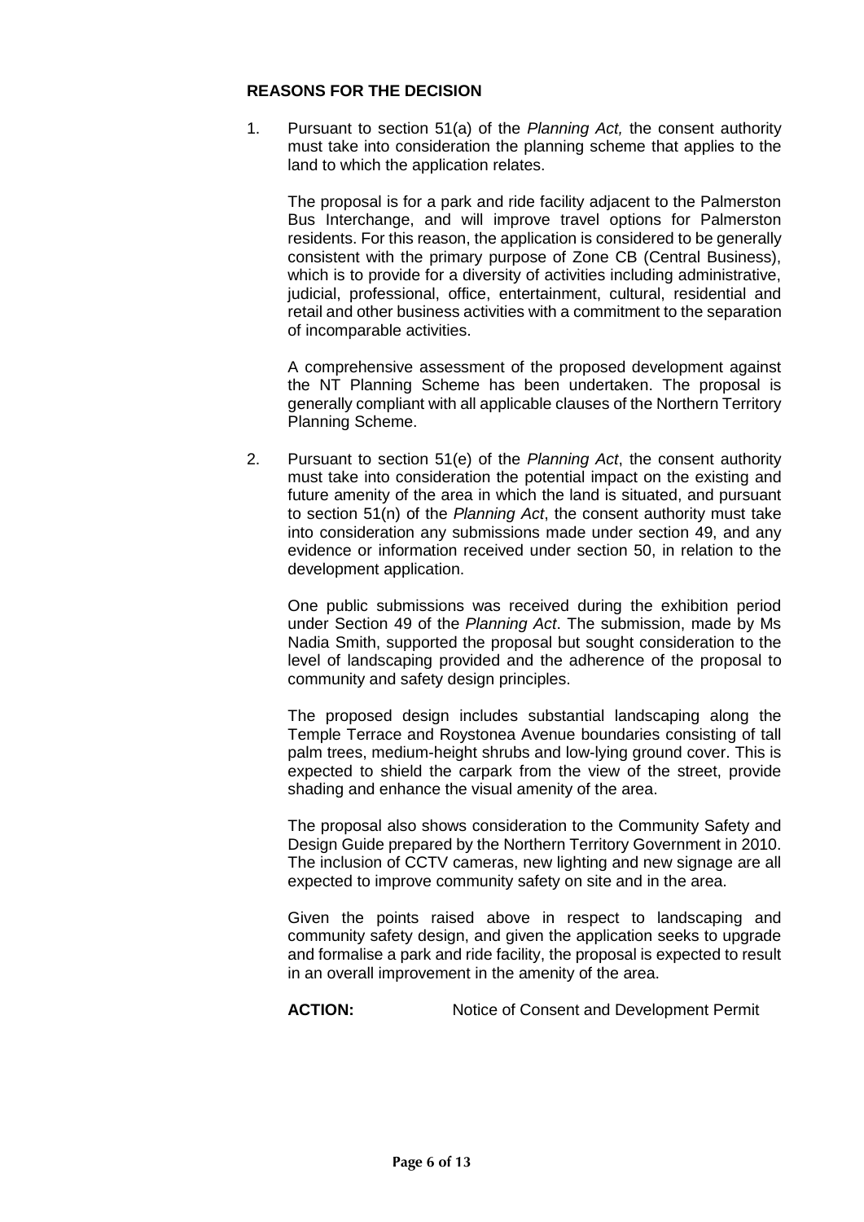**REASONS FOR THE DECISION**

1. Pursuant to section 51(a) of the *Planning Act,* the consent authority must take into consideration the planning scheme that applies to the land to which the application relates.

   The proposal is for a park and ride facility adjacent to the Palmerston Bus Interchange, and will improve travel options for Palmerston residents. For this reason, the application is considered to be generally consistent with the primary purpose of Zone CB (Central Business), which is to provide for a diversity of activities including administrative, judicial, professional, office, entertainment, cultural, residential and retail and other business activities with a commitment to the separation of incomparable activities.

   A comprehensive assessment of the proposed development against the NT Planning Scheme has been undertaken. The proposal is generally compliant with all applicable clauses of the Northern Territory Planning Scheme.

2. Pursuant to section 51(e) of the *Planning Act*, the consent authority must take into consideration the potential impact on the existing and future amenity of the area in which the land is situated, and pursuant to section 51(n) of the *Planning Act*, the consent authority must take into consideration any submissions made under section 49, and any evidence or information received under section 50, in relation to the development application.

   One public submissions was received during the exhibition period under Section 49 of the *Planning Act*. The submission, made by Ms Nadia Smith, supported the proposal but sought consideration to the level of landscaping provided and the adherence of the proposal to community and safety design principles.

   The proposed design includes substantial landscaping along the Temple Terrace and Roystonea Avenue boundaries consisting of tall palm trees, medium-height shrubs and low-lying ground cover. This is expected to shield the carpark from the view of the street, provide shading and enhance the visual amenity of the area.

   The proposal also shows consideration to the Community Safety and Design Guide prepared by the Northern Territory Government in 2010. The inclusion of CCTV cameras, new lighting and new signage are all expected to improve community safety on site and in the area.

   Given the points raised above in respect to landscaping and community safety design, and given the application seeks to upgrade and formalise a park and ride facility, the proposal is expected to result in an overall improvement in the amenity of the area.

   **ACTION:** Notice of Consent and Development Permit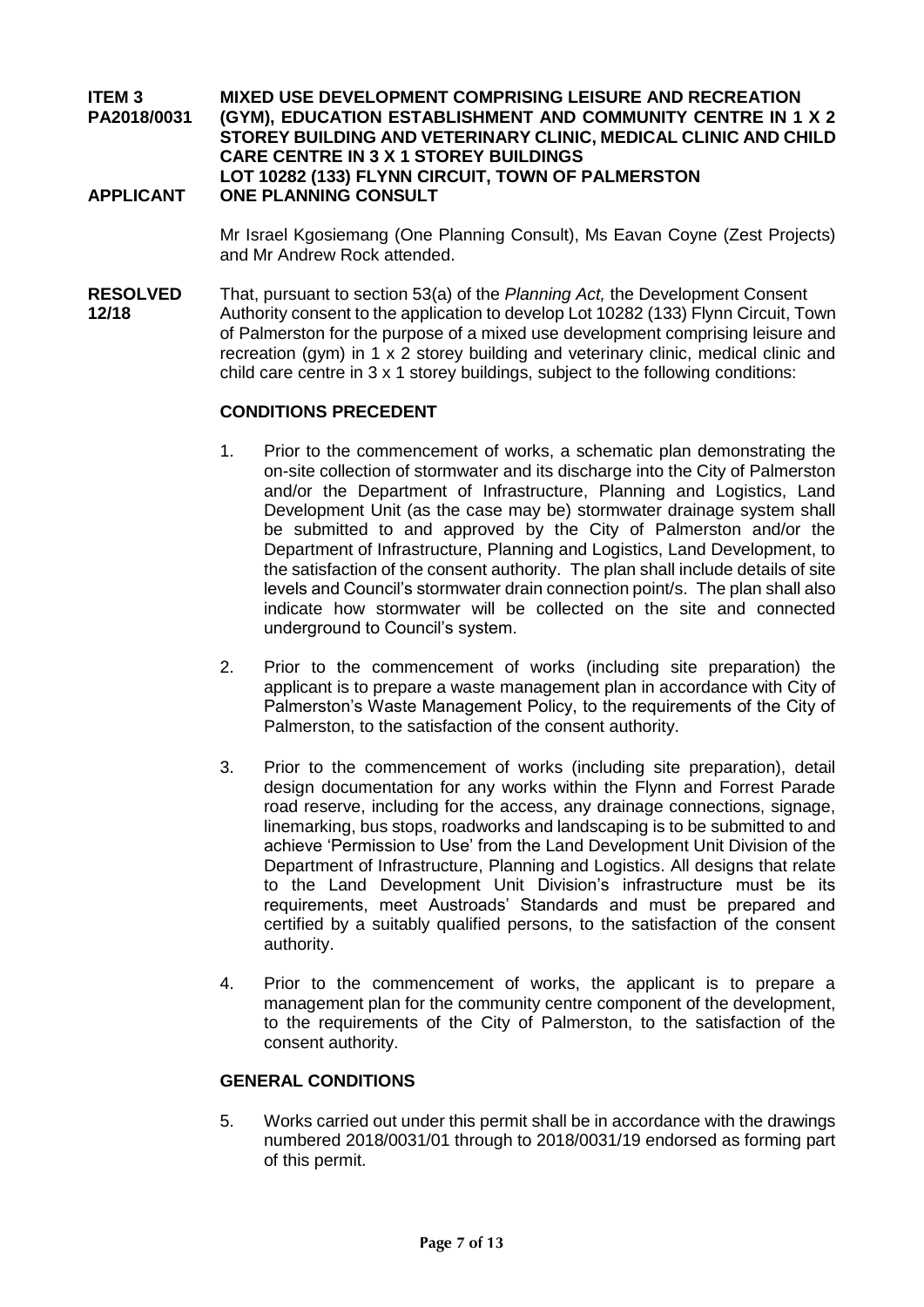**ITEM 3 PA2018/0031** **MIXED USE DEVELOPMENT COMPRISING LEISURE AND RECREATION (GYM), EDUCATION ESTABLISHMENT AND COMMUNITY CENTRE IN 1 X 2 STOREY BUILDING AND VETERINARY CLINIC, MEDICAL CLINIC AND CHILD CARE CENTRE IN 3 X 1 STOREY BUILDINGS LOT 10282 (133) FLYNN CIRCUIT, TOWN OF PALMERSTON**

**APPLICANT** **ONE PLANNING CONSULT**

Mr Israel Kgosiemang (One Planning Consult), Ms Eavan Coyne (Zest Projects) and Mr Andrew Rock attended.

**RESOLVED 12/18**

That, pursuant to section 53(a) of the *Planning Act,* the Development Consent Authority consent to the application to develop Lot 10282 (133) Flynn Circuit, Town of Palmerston for the purpose of a mixed use development comprising leisure and recreation (gym) in 1 x 2 storey building and veterinary clinic, medical clinic and child care centre in 3 x 1 storey buildings, subject to the following conditions:

**CONDITIONS PRECEDENT**

1. Prior to the commencement of works, a schematic plan demonstrating the on-site collection of stormwater and its discharge into the City of Palmerston and/or the Department of Infrastructure, Planning and Logistics, Land Development Unit (as the case may be) stormwater drainage system shall be submitted to and approved by the City of Palmerston and/or the Department of Infrastructure, Planning and Logistics, Land Development, to the satisfaction of the consent authority. The plan shall include details of site levels and Council's stormwater drain connection point/s. The plan shall also indicate how stormwater will be collected on the site and connected underground to Council's system.

2. Prior to the commencement of works (including site preparation) the applicant is to prepare a waste management plan in accordance with City of Palmerston's Waste Management Policy, to the requirements of the City of Palmerston, to the satisfaction of the consent authority.

3. Prior to the commencement of works (including site preparation), detail design documentation for any works within the Flynn and Forrest Parade road reserve, including for the access, any drainage connections, signage, linemarking, bus stops, roadworks and landscaping is to be submitted to and achieve 'Permission to Use' from the Land Development Unit Division of the Department of Infrastructure, Planning and Logistics. All designs that relate to the Land Development Unit Division's infrastructure must be its requirements, meet Austroads' Standards and must be prepared and certified by a suitably qualified persons, to the satisfaction of the consent authority.

4. Prior to the commencement of works, the applicant is to prepare a management plan for the community centre component of the development, to the requirements of the City of Palmerston, to the satisfaction of the consent authority.

**GENERAL CONDITIONS**

5. Works carried out under this permit shall be in accordance with the drawings numbered 2018/0031/01 through to 2018/0031/19 endorsed as forming part of this permit.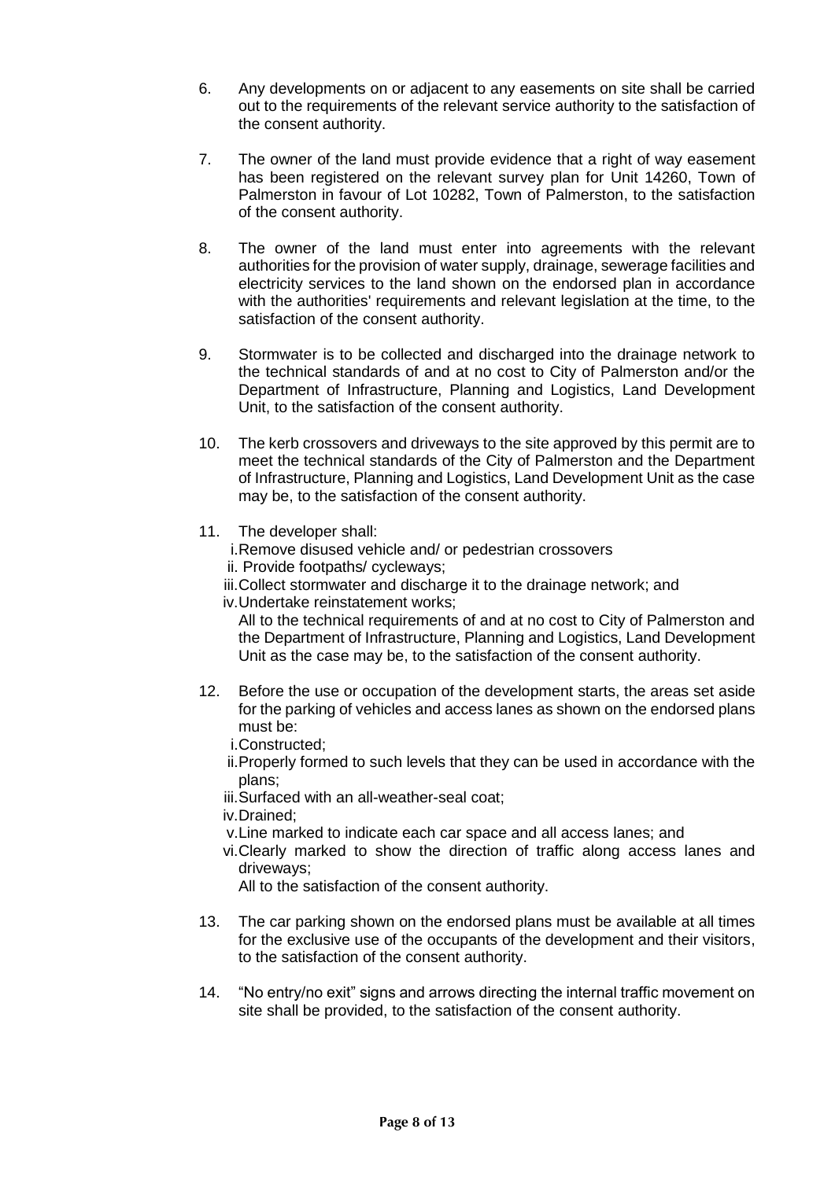6. Any developments on or adjacent to any easements on site shall be carried out to the requirements of the relevant service authority to the satisfaction of the consent authority.

7. The owner of the land must provide evidence that a right of way easement has been registered on the relevant survey plan for Unit 14260, Town of Palmerston in favour of Lot 10282, Town of Palmerston, to the satisfaction of the consent authority.

8. The owner of the land must enter into agreements with the relevant authorities for the provision of water supply, drainage, sewerage facilities and electricity services to the land shown on the endorsed plan in accordance with the authorities' requirements and relevant legislation at the time, to the satisfaction of the consent authority.

9. Stormwater is to be collected and discharged into the drainage network to the technical standards of and at no cost to City of Palmerston and/or the Department of Infrastructure, Planning and Logistics, Land Development Unit, to the satisfaction of the consent authority.

10. The kerb crossovers and driveways to the site approved by this permit are to meet the technical standards of the City of Palmerston and the Department of Infrastructure, Planning and Logistics, Land Development Unit as the case may be, to the satisfaction of the consent authority.

11. The developer shall:
    i. Remove disused vehicle and/ or pedestrian crossovers
    ii. Provide footpaths/ cycleways;
    iii. Collect stormwater and discharge it to the drainage network; and
    iv. Undertake reinstatement works;

    All to the technical requirements of and at no cost to City of Palmerston and the Department of Infrastructure, Planning and Logistics, Land Development Unit as the case may be, to the satisfaction of the consent authority.

12. Before the use or occupation of the development starts, the areas set aside for the parking of vehicles and access lanes as shown on the endorsed plans must be:
    i. Constructed;
    ii. Properly formed to such levels that they can be used in accordance with the plans;
    iii. Surfaced with an all-weather-seal coat;
    iv. Drained;
    v. Line marked to indicate each car space and all access lanes; and
    vi. Clearly marked to show the direction of traffic along access lanes and driveways;

    All to the satisfaction of the consent authority.

13. The car parking shown on the endorsed plans must be available at all times for the exclusive use of the occupants of the development and their visitors, to the satisfaction of the consent authority.

14. "No entry/no exit" signs and arrows directing the internal traffic movement on site shall be provided, to the satisfaction of the consent authority.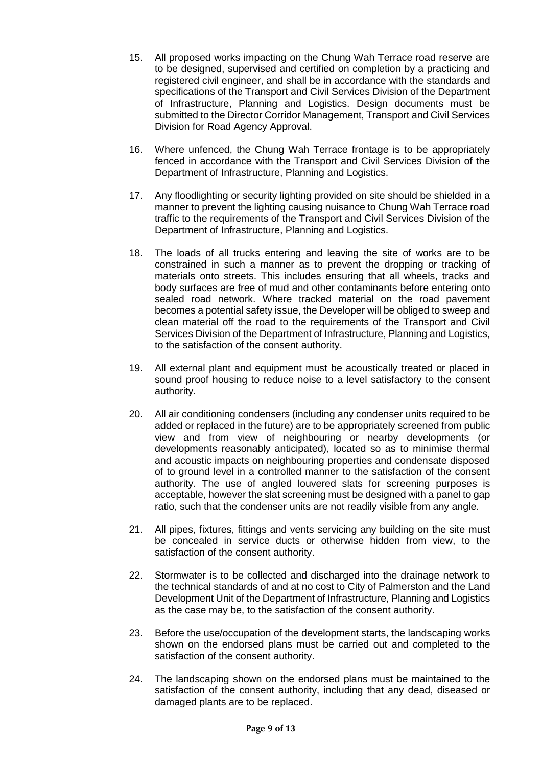15. All proposed works impacting on the Chung Wah Terrace road reserve are to be designed, supervised and certified on completion by a practicing and registered civil engineer, and shall be in accordance with the standards and specifications of the Transport and Civil Services Division of the Department of Infrastructure, Planning and Logistics. Design documents must be submitted to the Director Corridor Management, Transport and Civil Services Division for Road Agency Approval.

16. Where unfenced, the Chung Wah Terrace frontage is to be appropriately fenced in accordance with the Transport and Civil Services Division of the Department of Infrastructure, Planning and Logistics.

17. Any floodlighting or security lighting provided on site should be shielded in a manner to prevent the lighting causing nuisance to Chung Wah Terrace road traffic to the requirements of the Transport and Civil Services Division of the Department of Infrastructure, Planning and Logistics.

18. The loads of all trucks entering and leaving the site of works are to be constrained in such a manner as to prevent the dropping or tracking of materials onto streets. This includes ensuring that all wheels, tracks and body surfaces are free of mud and other contaminants before entering onto sealed road network. Where tracked material on the road pavement becomes a potential safety issue, the Developer will be obliged to sweep and clean material off the road to the requirements of the Transport and Civil Services Division of the Department of Infrastructure, Planning and Logistics, to the satisfaction of the consent authority.

19. All external plant and equipment must be acoustically treated or placed in sound proof housing to reduce noise to a level satisfactory to the consent authority.

20. All air conditioning condensers (including any condenser units required to be added or replaced in the future) are to be appropriately screened from public view and from view of neighbouring or nearby developments (or developments reasonably anticipated), located so as to minimise thermal and acoustic impacts on neighbouring properties and condensate disposed of to ground level in a controlled manner to the satisfaction of the consent authority. The use of angled louvered slats for screening purposes is acceptable, however the slat screening must be designed with a panel to gap ratio, such that the condenser units are not readily visible from any angle.

21. All pipes, fixtures, fittings and vents servicing any building on the site must be concealed in service ducts or otherwise hidden from view, to the satisfaction of the consent authority.

22. Stormwater is to be collected and discharged into the drainage network to the technical standards of and at no cost to City of Palmerston and the Land Development Unit of the Department of Infrastructure, Planning and Logistics as the case may be, to the satisfaction of the consent authority.

23. Before the use/occupation of the development starts, the landscaping works shown on the endorsed plans must be carried out and completed to the satisfaction of the consent authority.

24. The landscaping shown on the endorsed plans must be maintained to the satisfaction of the consent authority, including that any dead, diseased or damaged plants are to be replaced.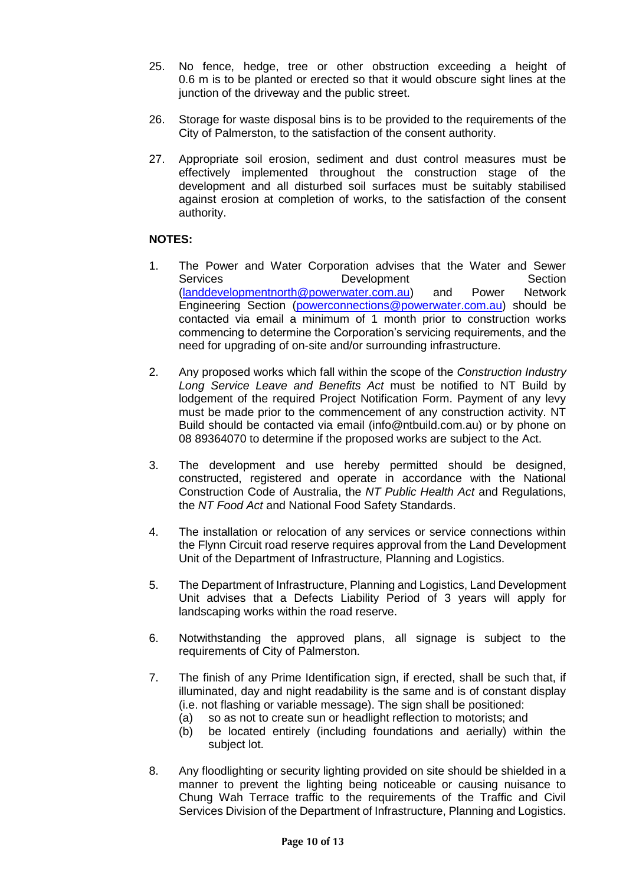25. No fence, hedge, tree or other obstruction exceeding a height of 0.6 m is to be planted or erected so that it would obscure sight lines at the junction of the driveway and the public street.

26. Storage for waste disposal bins is to be provided to the requirements of the City of Palmerston, to the satisfaction of the consent authority.

27. Appropriate soil erosion, sediment and dust control measures must be effectively implemented throughout the construction stage of the development and all disturbed soil surfaces must be suitably stabilised against erosion at completion of works, to the satisfaction of the consent authority.

**NOTES:**

1. The Power and Water Corporation advises that the Water and Sewer Services Development Section (landdevelopmentnorth@powerwater.com.au) and Power Network Engineering Section (powerconnections@powerwater.com.au) should be contacted via email a minimum of 1 month prior to construction works commencing to determine the Corporation's servicing requirements, and the need for upgrading of on-site and/or surrounding infrastructure.

2. Any proposed works which fall within the scope of the *Construction Industry Long Service Leave and Benefits Act* must be notified to NT Build by lodgement of the required Project Notification Form. Payment of any levy must be made prior to the commencement of any construction activity. NT Build should be contacted via email (info@ntbuild.com.au) or by phone on 08 89364070 to determine if the proposed works are subject to the Act.

3. The development and use hereby permitted should be designed, constructed, registered and operate in accordance with the National Construction Code of Australia, the *NT Public Health Act* and Regulations, the *NT Food Act* and National Food Safety Standards.

4. The installation or relocation of any services or service connections within the Flynn Circuit road reserve requires approval from the Land Development Unit of the Department of Infrastructure, Planning and Logistics.

5. The Department of Infrastructure, Planning and Logistics, Land Development Unit advises that a Defects Liability Period of 3 years will apply for landscaping works within the road reserve.

6. Notwithstanding the approved plans, all signage is subject to the requirements of City of Palmerston.

7. The finish of any Prime Identification sign, if erected, shall be such that, if illuminated, day and night readability is the same and is of constant display (i.e. not flashing or variable message). The sign shall be positioned:
   (a) so as not to create sun or headlight reflection to motorists; and
   (b) be located entirely (including foundations and aerially) within the subject lot.

8. Any floodlighting or security lighting provided on site should be shielded in a manner to prevent the lighting being noticeable or causing nuisance to Chung Wah Terrace traffic to the requirements of the Traffic and Civil Services Division of the Department of Infrastructure, Planning and Logistics.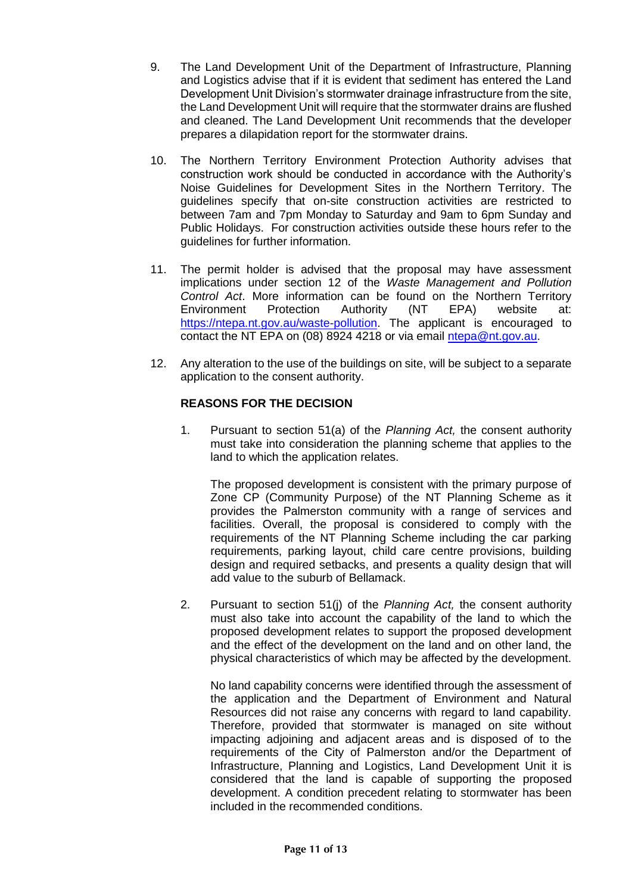9. The Land Development Unit of the Department of Infrastructure, Planning and Logistics advise that if it is evident that sediment has entered the Land Development Unit Division's stormwater drainage infrastructure from the site, the Land Development Unit will require that the stormwater drains are flushed and cleaned. The Land Development Unit recommends that the developer prepares a dilapidation report for the stormwater drains.

10. The Northern Territory Environment Protection Authority advises that construction work should be conducted in accordance with the Authority's Noise Guidelines for Development Sites in the Northern Territory. The guidelines specify that on-site construction activities are restricted to between 7am and 7pm Monday to Saturday and 9am to 6pm Sunday and Public Holidays. For construction activities outside these hours refer to the guidelines for further information.

11. The permit holder is advised that the proposal may have assessment implications under section 12 of the *Waste Management and Pollution Control Act*. More information can be found on the Northern Territory Environment Protection Authority (NT EPA) website at: https://ntepa.nt.gov.au/waste-pollution. The applicant is encouraged to contact the NT EPA on (08) 8924 4218 or via email ntepa@nt.gov.au.

12. Any alteration to the use of the buildings on site, will be subject to a separate application to the consent authority.

**REASONS FOR THE DECISION**

1. Pursuant to section 51(a) of the *Planning Act,* the consent authority must take into consideration the planning scheme that applies to the land to which the application relates.

   The proposed development is consistent with the primary purpose of Zone CP (Community Purpose) of the NT Planning Scheme as it provides the Palmerston community with a range of services and facilities. Overall, the proposal is considered to comply with the requirements of the NT Planning Scheme including the car parking requirements, parking layout, child care centre provisions, building design and required setbacks, and presents a quality design that will add value to the suburb of Bellamack.

2. Pursuant to section 51(j) of the *Planning Act,* the consent authority must also take into account the capability of the land to which the proposed development relates to support the proposed development and the effect of the development on the land and on other land, the physical characteristics of which may be affected by the development.

   No land capability concerns were identified through the assessment of the application and the Department of Environment and Natural Resources did not raise any concerns with regard to land capability. Therefore, provided that stormwater is managed on site without impacting adjoining and adjacent areas and is disposed of to the requirements of the City of Palmerston and/or the Department of Infrastructure, Planning and Logistics, Land Development Unit it is considered that the land is capable of supporting the proposed development. A condition precedent relating to stormwater has been included in the recommended conditions.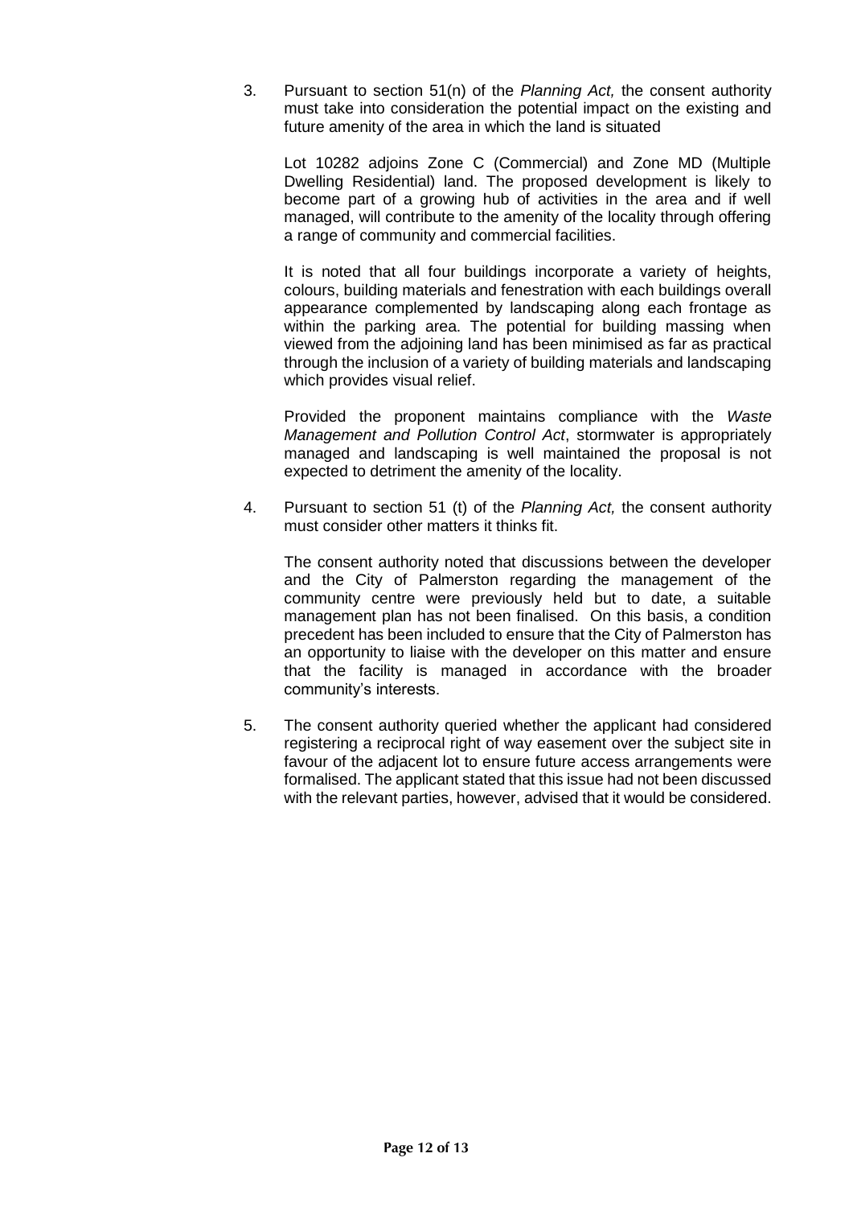3. Pursuant to section 51(n) of the *Planning Act,* the consent authority must take into consideration the potential impact on the existing and future amenity of the area in which the land is situated

   Lot 10282 adjoins Zone C (Commercial) and Zone MD (Multiple Dwelling Residential) land. The proposed development is likely to become part of a growing hub of activities in the area and if well managed, will contribute to the amenity of the locality through offering a range of community and commercial facilities.

   It is noted that all four buildings incorporate a variety of heights, colours, building materials and fenestration with each buildings overall appearance complemented by landscaping along each frontage as within the parking area. The potential for building massing when viewed from the adjoining land has been minimised as far as practical through the inclusion of a variety of building materials and landscaping which provides visual relief.

   Provided the proponent maintains compliance with the *Waste Management and Pollution Control Act*, stormwater is appropriately managed and landscaping is well maintained the proposal is not expected to detriment the amenity of the locality.

4. Pursuant to section 51 (t) of the *Planning Act,* the consent authority must consider other matters it thinks fit.

   The consent authority noted that discussions between the developer and the City of Palmerston regarding the management of the community centre were previously held but to date, a suitable management plan has not been finalised. On this basis, a condition precedent has been included to ensure that the City of Palmerston has an opportunity to liaise with the developer on this matter and ensure that the facility is managed in accordance with the broader community's interests.

5. The consent authority queried whether the applicant had considered registering a reciprocal right of way easement over the subject site in favour of the adjacent lot to ensure future access arrangements were formalised. The applicant stated that this issue had not been discussed with the relevant parties, however, advised that it would be considered.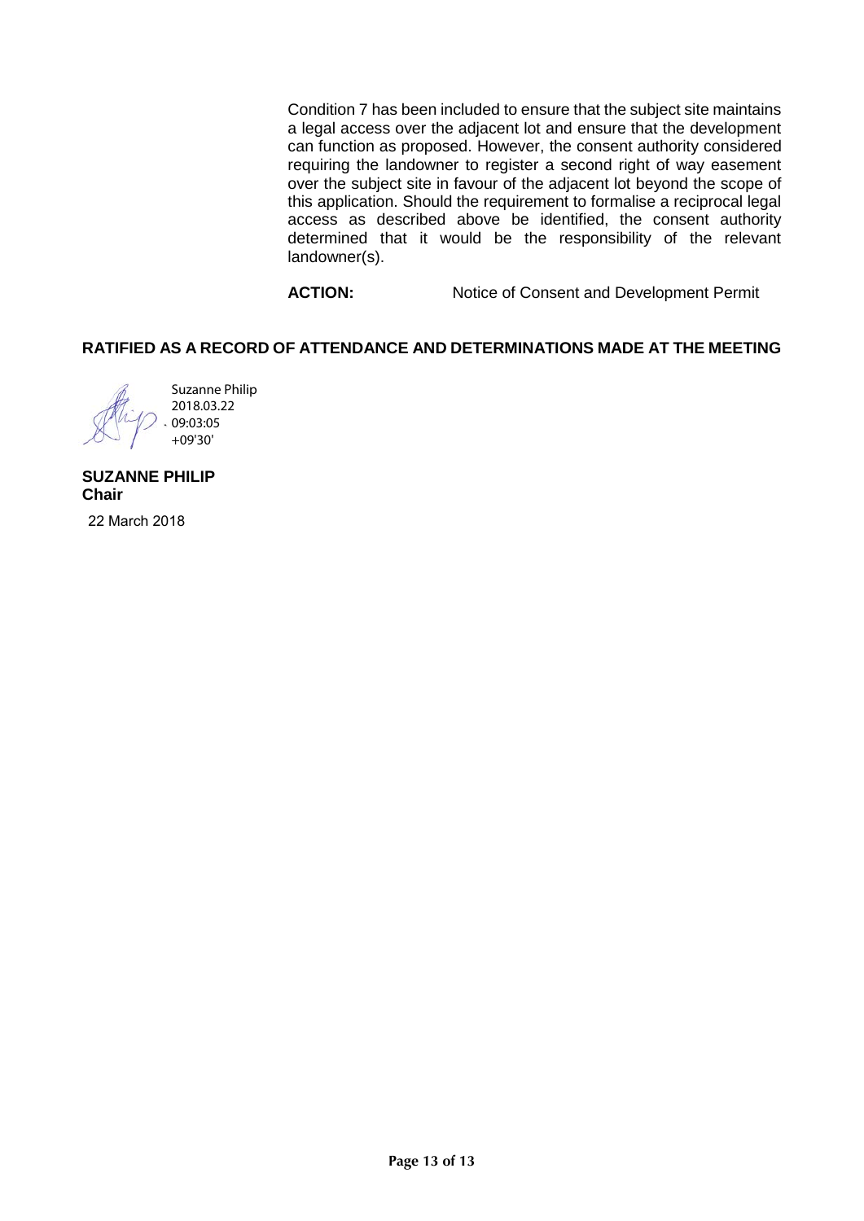Condition 7 has been included to ensure that the subject site maintains a legal access over the adjacent lot and ensure that the development can function as proposed. However, the consent authority considered requiring the landowner to register a second right of way easement over the subject site in favour of the adjacent lot beyond the scope of this application. Should the requirement to formalise a reciprocal legal access as described above be identified, the consent authority determined that it would be the responsibility of the relevant landowner(s).

**ACTION:** Notice of Consent and Development Permit

**RATIFIED AS A RECORD OF ATTENDANCE AND DETERMINATIONS MADE AT THE MEETING**

Suzanne Philip
2018.03.22
09:03:05
+09'30'

**SUZANNE PHILIP**
**Chair**

22 March 2018